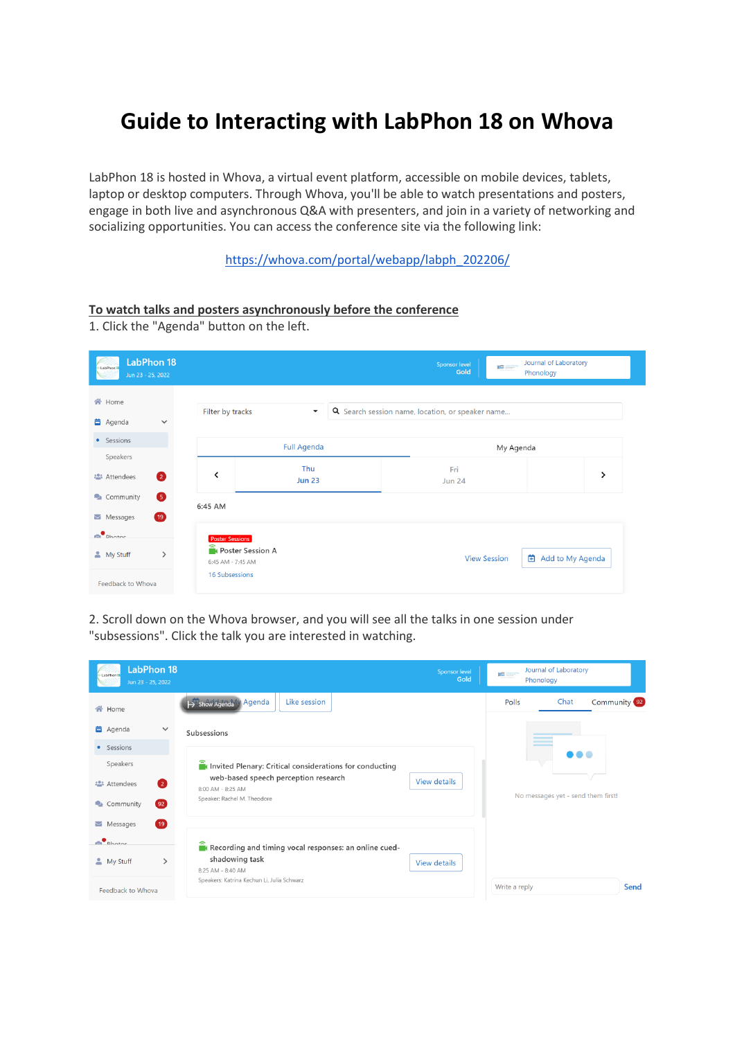# Guide to Interacting with LabPhon 18 on Whova

LabPhon 18 is hosted in Whova, a virtual event platform, accessible on mobile devices, tablets, laptop or desktop computers. Through Whova, you'll be able to watch presentations and posters, engage in both live and asynchronous Q&A with presenters, and join in a variety of networking and socializing opportunities. You can access the conference site via the following link:

https://whova.com/portal/webapp/labph_202206/

**To watch talks and posters asynchronously before the conference**

1. Click the "Agenda" button on the left.

2. Scroll down on the Whova browser, and you will see all the talks in one session under "subsessions". Click the talk you are interested in watching.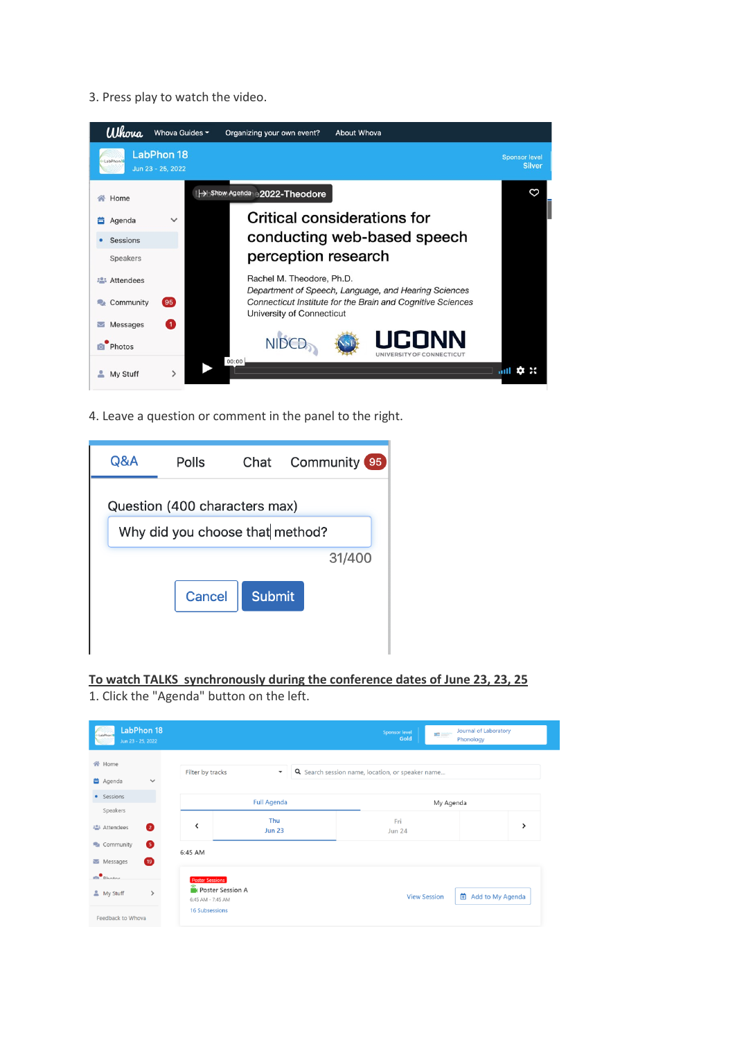3. Press play to watch the video.

4. Leave a question or comment in the panel to the right.

**<u>To watch TALKS synchronously during the conference dates of June 23, 23, 25</u>**

1. Click the "Agenda" button on the left.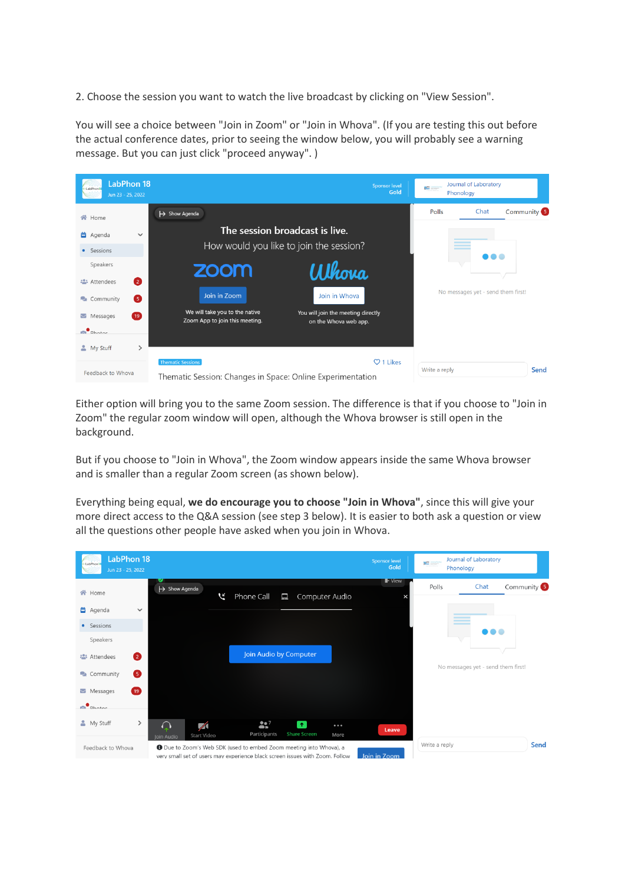2. Choose the session you want to watch the live broadcast by clicking on "View Session".

You will see a choice between "Join in Zoom" or "Join in Whova". (If you are testing this out before the actual conference dates, prior to seeing the window below, you will probably see a warning message. But you can just click "proceed anyway". )

Either option will bring you to the same Zoom session. The difference is that if you choose to "Join in Zoom" the regular zoom window will open, although the Whova browser is still open in the background.

But if you choose to "Join in Whova", the Zoom window appears inside the same Whova browser and is smaller than a regular Zoom screen (as shown below).

Everything being equal, **we do encourage you to choose "Join in Whova"**, since this will give your more direct access to the Q&A session (see step 3 below). It is easier to both ask a question or view all the questions other people have asked when you join in Whova.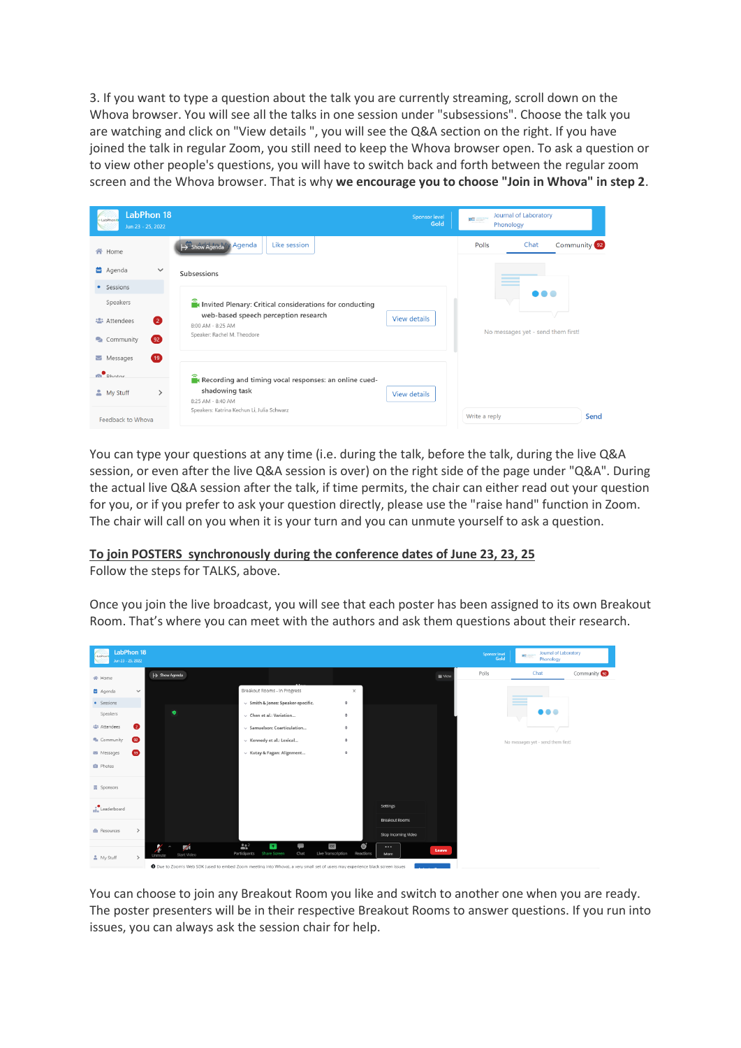3. If you want to type a question about the talk you are currently streaming, scroll down on the Whova browser. You will see all the talks in one session under "subsessions". Choose the talk you are watching and click on "View details ", you will see the Q&A section on the right. If you have joined the talk in regular Zoom, you still need to keep the Whova browser open. To ask a question or to view other people's questions, you will have to switch back and forth between the regular zoom screen and the Whova browser. That is why **we encourage you to choose "Join in Whova" in step 2**.

You can type your questions at any time (i.e. during the talk, before the talk, during the live Q&A session, or even after the live Q&A session is over) on the right side of the page under "Q&A". During the actual live Q&A session after the talk, if time permits, the chair can either read out your question for you, or if you prefer to ask your question directly, please use the "raise hand" function in Zoom. The chair will call on you when it is your turn and you can unmute yourself to ask a question.

**To join POSTERS synchronously during the conference dates of June 23, 23, 25**

Follow the steps for TALKS, above.

Once you join the live broadcast, you will see that each poster has been assigned to its own Breakout Room. That's where you can meet with the authors and ask them questions about their research.

You can choose to join any Breakout Room you like and switch to another one when you are ready. The poster presenters will be in their respective Breakout Rooms to answer questions. If you run into issues, you can always ask the session chair for help.